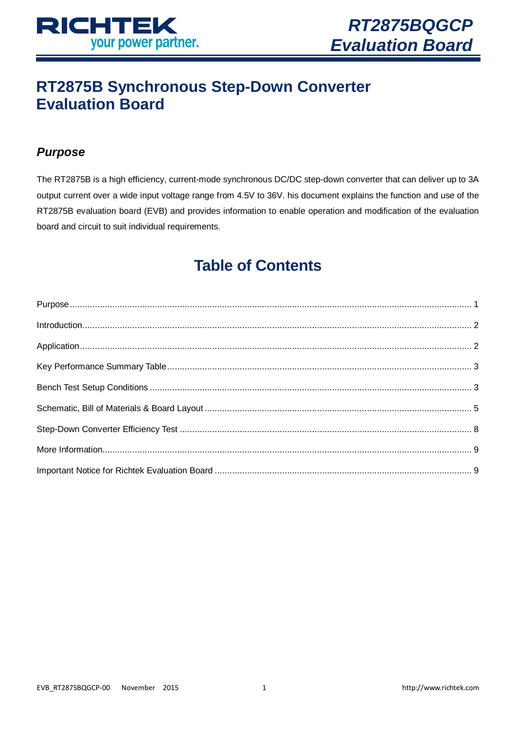# RT2875B Synchronous Step-Down Converter Evaluation Board

## *Purpose*

The RT2875B is a high efficiency, current-mode synchronous DC/DC step-down converter that can deliver up to 3A output current over a wide input voltage range from 4.5V to 36V. his document explains the function and use of the RT2875B evaluation board (EVB) and provides information to enable operation and modification of the evaluation board and circuit to suit individual requirements.

## Table of Contents

Purpose ........................................................................................................ 1

Introduction .................................................................................................. 2

Application ................................................................................................... 2

Key Performance Summary Table ............................................................... 3

Bench Test Setup Conditions ...................................................................... 3

Schematic, Bill of Materials & Board Layout ............................................... 5

Step-Down Converter Efficiency Test .......................................................... 8

More Information.......................................................................................... 9

Important Notice for Richtek Evaluation Board ............................................ 9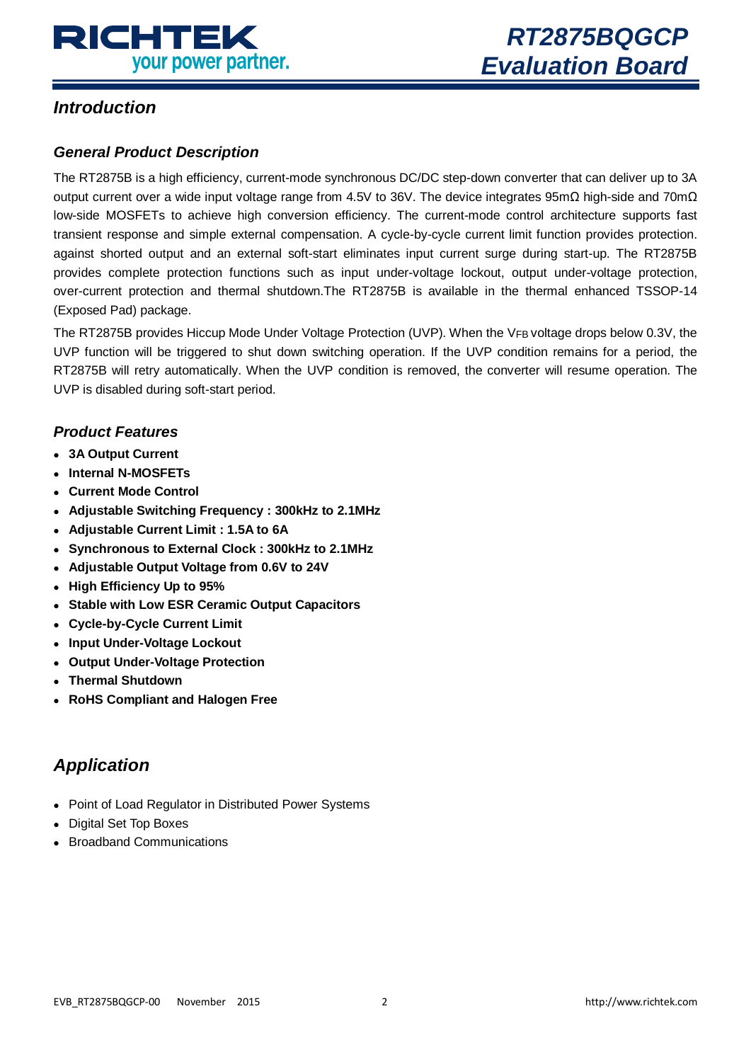## Introduction

### General Product Description

The RT2875B is a high efficiency, current-mode synchronous DC/DC step-down converter that can deliver up to 3A output current over a wide input voltage range from 4.5V to 36V. The device integrates 95mΩ high-side and 70mΩ low-side MOSFETs to achieve high conversion efficiency. The current-mode control architecture supports fast transient response and simple external compensation. A cycle-by-cycle current limit function provides protection. against shorted output and an external soft-start eliminates input current surge during start-up. The RT2875B provides complete protection functions such as input under-voltage lockout, output under-voltage protection, over-current protection and thermal shutdown.The RT2875B is available in the thermal enhanced TSSOP-14 (Exposed Pad) package.

The RT2875B provides Hiccup Mode Under Voltage Protection (UVP). When the $V_{FB}$ voltage drops below 0.3V, the UVP function will be triggered to shut down switching operation. If the UVP condition remains for a period, the RT2875B will retry automatically. When the UVP condition is removed, the converter will resume operation. The UVP is disabled during soft-start period.

### Product Features

- **3A Output Current**
- **Internal N-MOSFETs**
- **Current Mode Control**
- **Adjustable Switching Frequency : 300kHz to 2.1MHz**
- **Adjustable Current Limit : 1.5A to 6A**
- **Synchronous to External Clock : 300kHz to 2.1MHz**
- **Adjustable Output Voltage from 0.6V to 24V**
- **High Efficiency Up to 95%**
- **Stable with Low ESR Ceramic Output Capacitors**
- **Cycle-by-Cycle Current Limit**
- **Input Under-Voltage Lockout**
- **Output Under-Voltage Protection**
- **Thermal Shutdown**
- **RoHS Compliant and Halogen Free**

## Application

- Point of Load Regulator in Distributed Power Systems
- Digital Set Top Boxes
- Broadband Communications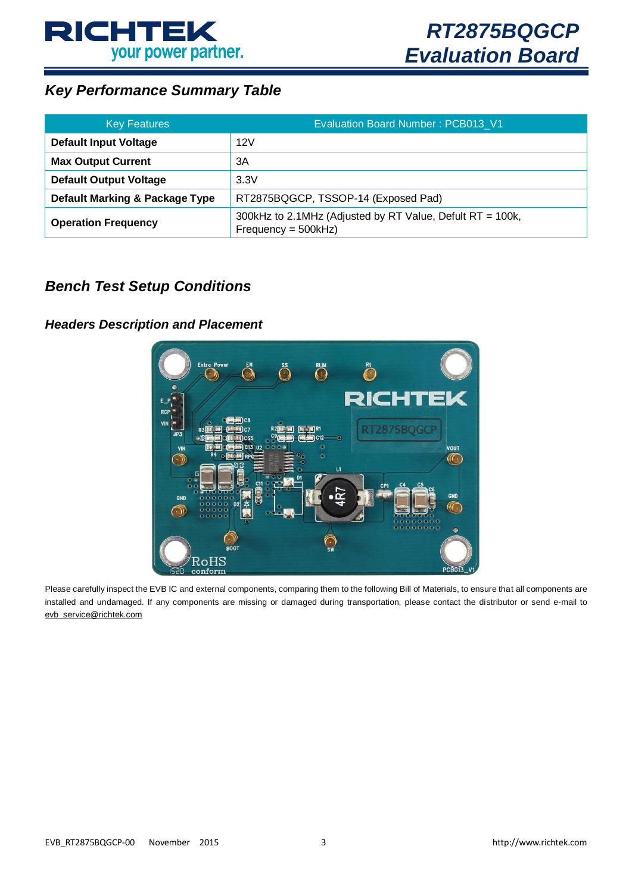## Key Performance Summary Table

| Key Features | Evaluation Board Number : PCB013_V1 |
|---|---|
| **Default Input Voltage** | 12V |
| **Max Output Current** | 3A |
| **Default Output Voltage** | 3.3V |
| **Default Marking & Package Type** | RT2875BQGCP, TSSOP-14 (Exposed Pad) |
| **Operation Frequency** | 300kHz to 2.1MHz (Adjusted by RT Value, Deflut RT = 100k, Frequency = 500kHz) |

## Bench Test Setup Conditions

### Headers Description and Placement

Please carefully inspect the EVB IC and external components, comparing them to the following Bill of Materials, to ensure that all components are installed and undamaged. If any components are missing or damaged during transportation, please contact the distributor or send e-mail to evb_service@richtek.com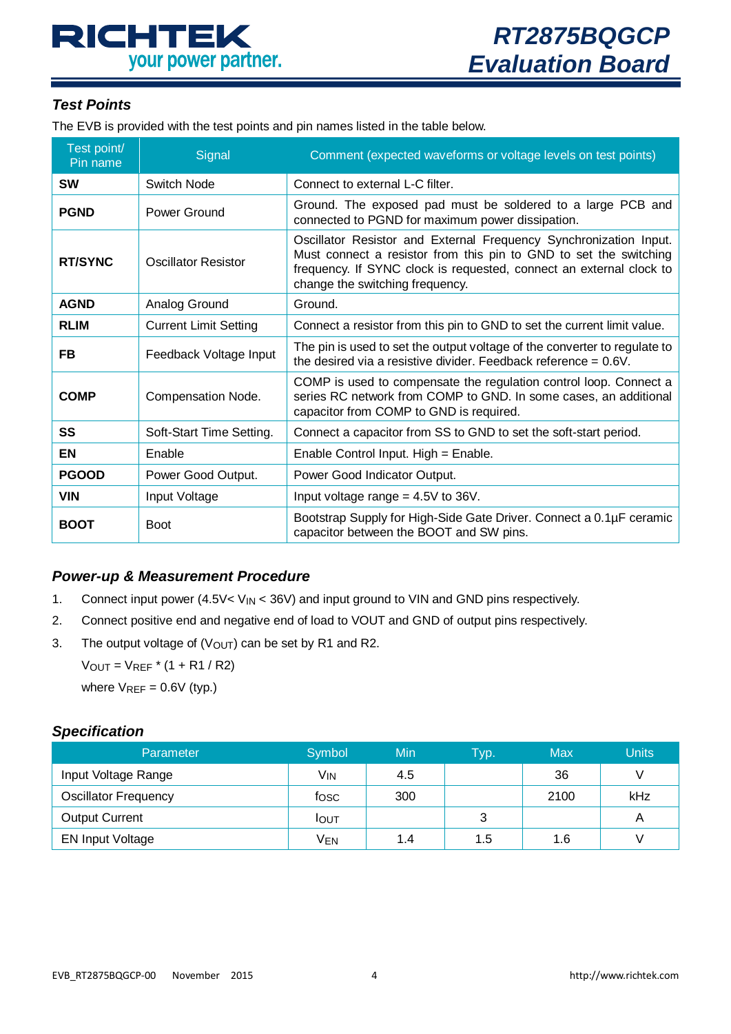### Test Points

The EVB is provided with the test points and pin names listed in the table below.

| Test point/ Pin name | Signal | Comment (expected waveforms or voltage levels on test points) |
|---|---|---|
| **SW** | Switch Node | Connect to external L-C filter. |
| **PGND** | Power Ground | Ground. The exposed pad must be soldered to a large PCB and connected to PGND for maximum power dissipation. |
| **RT/SYNC** | Oscillator Resistor | Oscillator Resistor and External Frequency Synchronization Input. Must connect a resistor from this pin to GND to set the switching frequency. If SYNC clock is requested, connect an external clock to change the switching frequency. |
| **AGND** | Analog Ground | Ground. |
| **RLIM** | Current Limit Setting | Connect a resistor from this pin to GND to set the current limit value. |
| **FB** | Feedback Voltage Input | The pin is used to set the output voltage of the converter to regulate to the desired via a resistive divider. Feedback reference = 0.6V. |
| **COMP** | Compensation Node. | COMP is used to compensate the regulation control loop. Connect a series RC network from COMP to GND. In some cases, an additional capacitor from COMP to GND is required. |
| **SS** | Soft-Start Time Setting. | Connect a capacitor from SS to GND to set the soft-start period. |
| **EN** | Enable | Enable Control Input. High = Enable. |
| **PGOOD** | Power Good Output. | Power Good Indicator Output. |
| **VIN** | Input Voltage | Input voltage range = 4.5V to 36V. |
| **BOOT** | Boot | Bootstrap Supply for High-Side Gate Driver. Connect a 0.1μF ceramic capacitor between the BOOT and SW pins. |

### Power-up & Measurement Procedure

1. Connect input power (4.5V< $V_{IN}$ < 36V) and input ground to VIN and GND pins respectively.
2. Connect positive end and negative end of load to VOUT and GND of output pins respectively.
3. The output voltage of ($V_{OUT}$) can be set by R1 and R2.

   $V_{OUT} = V_{REF} * (1 + R1 / R2)$

   where $V_{REF}$ = 0.6V (typ.)

### Specification

| Parameter | Symbol | Min | Typ. | Max | Units |
|---|---|---|---|---|---|
| Input Voltage Range | $V_{IN}$ | 4.5 | | 36 | V |
| Oscillator Frequency | $f_{OSC}$ | 300 | | 2100 | kHz |
| Output Current | $I_{OUT}$ | | 3 | | A |
| EN Input Voltage | $V_{EN}$ | 1.4 | 1.5 | 1.6 | V |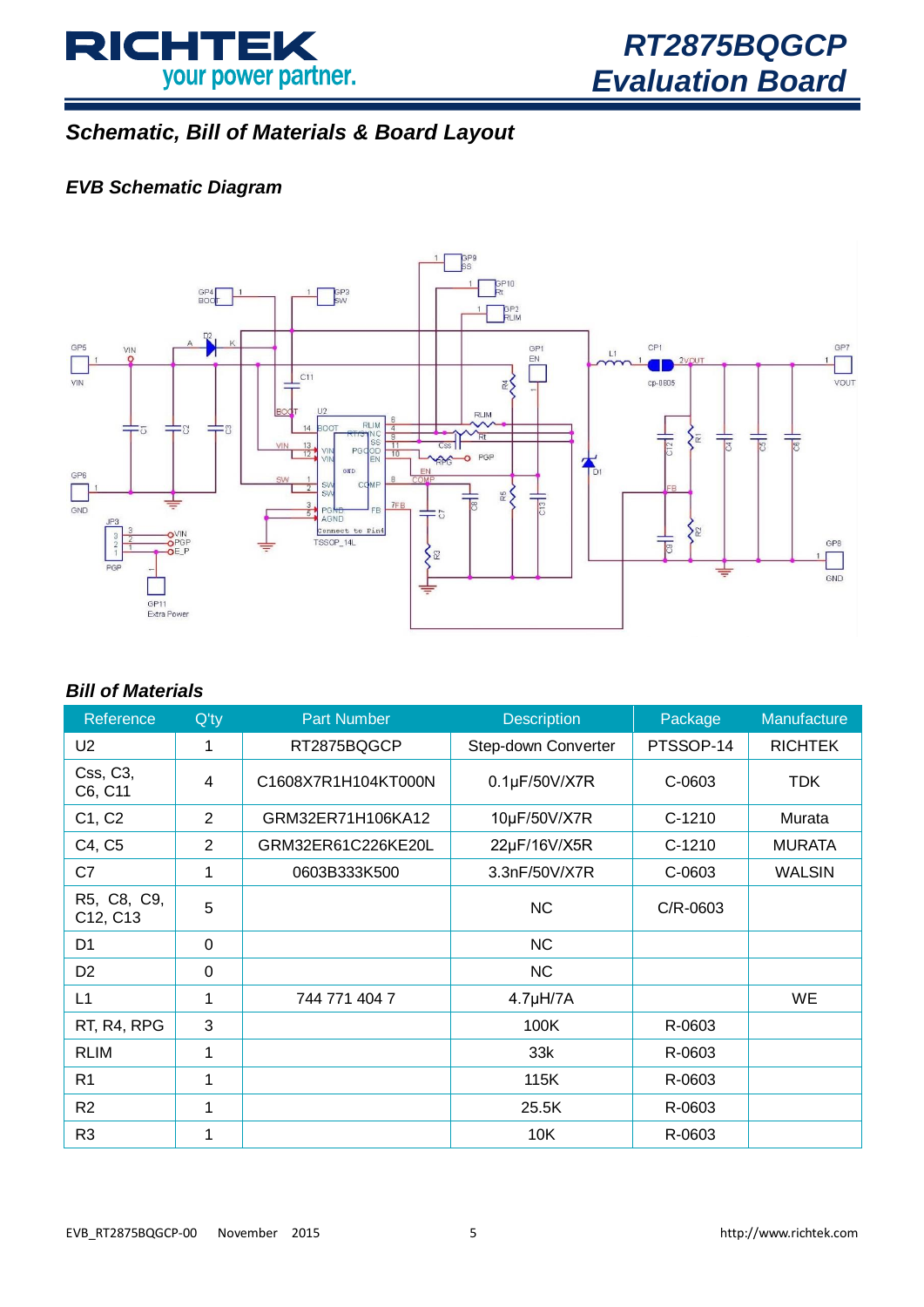## Schematic, Bill of Materials & Board Layout

### EVB Schematic Diagram

### Bill of Materials

| Reference | Q'ty | Part Number | Description | Package | Manufacture |
|---|---|---|---|---|---|
| U2 | 1 | RT2875BQGCP | Step-down Converter | PTSSOP-14 | RICHTEK |
| Css, C3, C6, C11 | 4 | C1608X7R1H104KT000N | 0.1μF/50V/X7R | C-0603 | TDK |
| C1, C2 | 2 | GRM32ER71H106KA12 | 10μF/50V/X7R | C-1210 | Murata |
| C4, C5 | 2 | GRM32ER61C226KE20L | 22μF/16V/X5R | C-1210 | MURATA |
| C7 | 1 | 0603B333K500 | 3.3nF/50V/X7R | C-0603 | WALSIN |
| R5, C8, C9, C12, C13 | 5 | | NC | C/R-0603 | |
| D1 | 0 | | NC | | |
| D2 | 0 | | NC | | |
| L1 | 1 | 744 771 404 7 | 4.7μH/7A | | WE |
| RT, R4, RPG | 3 | | 100K | R-0603 | |
| RLIM | 1 | | 33k | R-0603 | |
| R1 | 1 | | 115K | R-0603 | |
| R2 | 1 | | 25.5K | R-0603 | |
| R3 | 1 | | 10K | R-0603 | |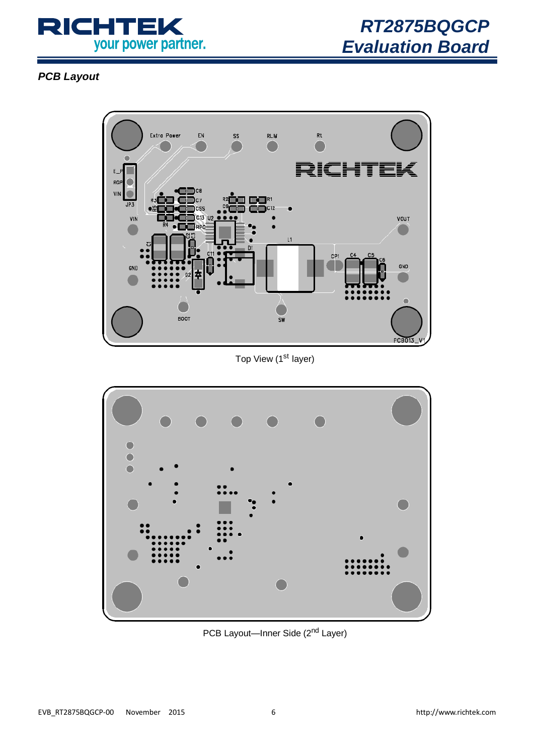## PCB Layout

Top View (1st layer)

PCB Layout—Inner Side (2nd Layer)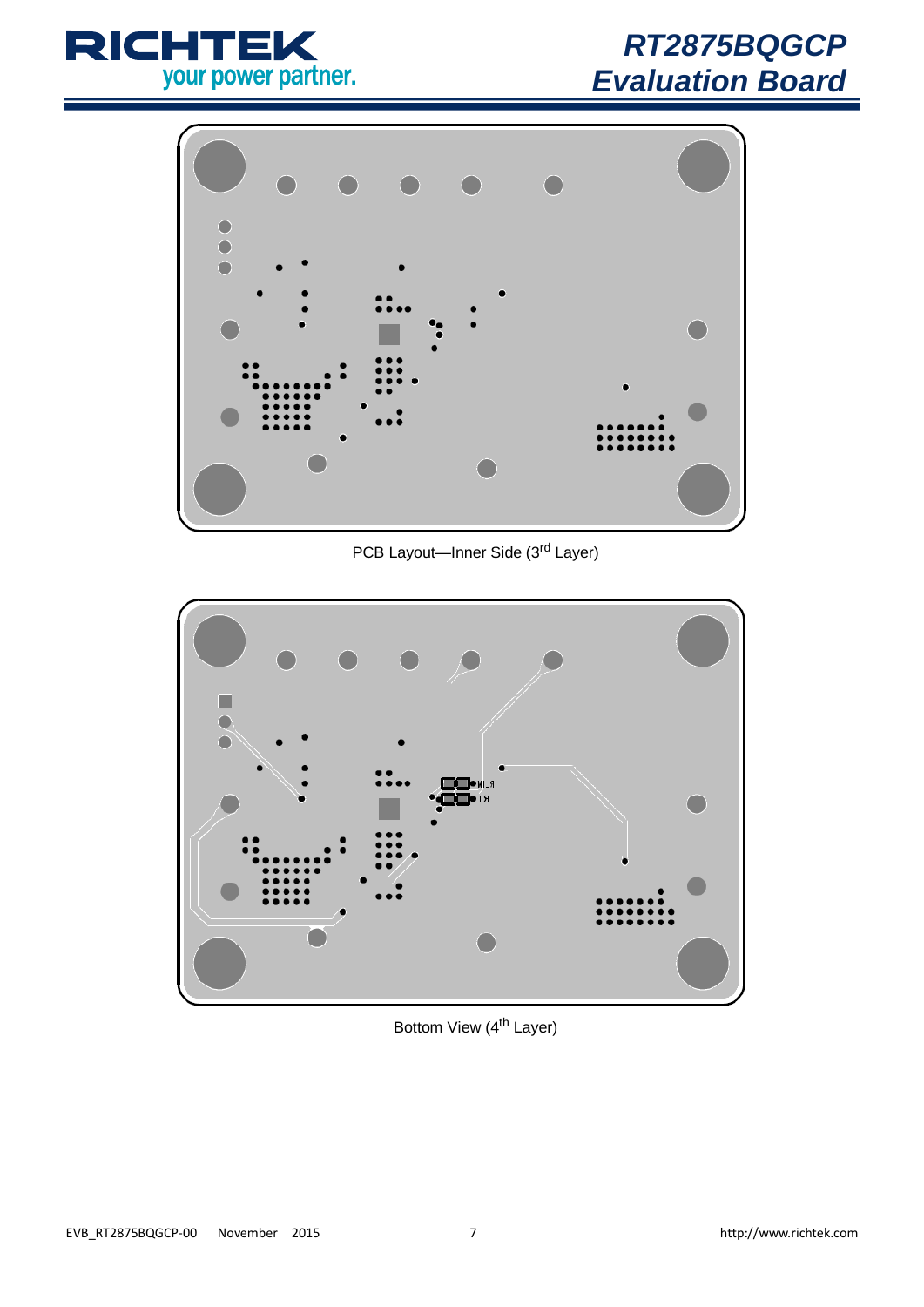PCB Layout—Inner Side (3rd Layer)

Bottom View (4th Layer)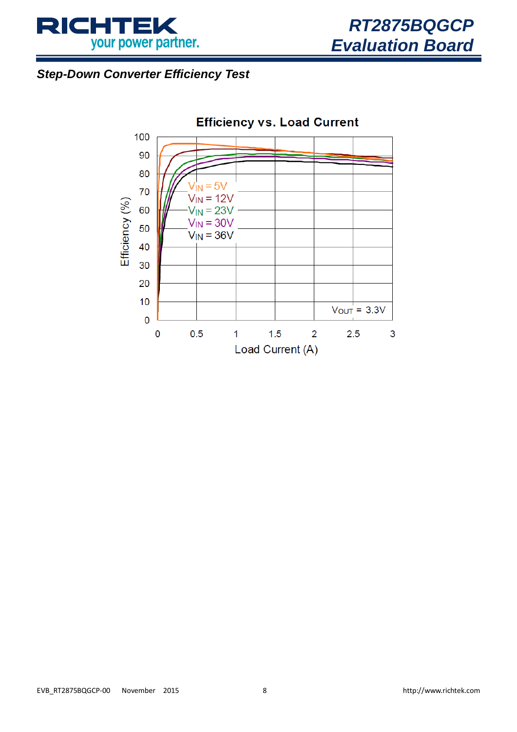### Step-Down Converter Efficiency Test

**Efficiency vs. Load Current**

Efficiency (%)

Load Current (A)

$V_{IN}$ = 5V
$V_{IN}$ = 12V
$V_{IN}$ = 23V
$V_{IN}$ = 30V
$V_{IN}$ = 36V

$V_{OUT}$ = 3.3V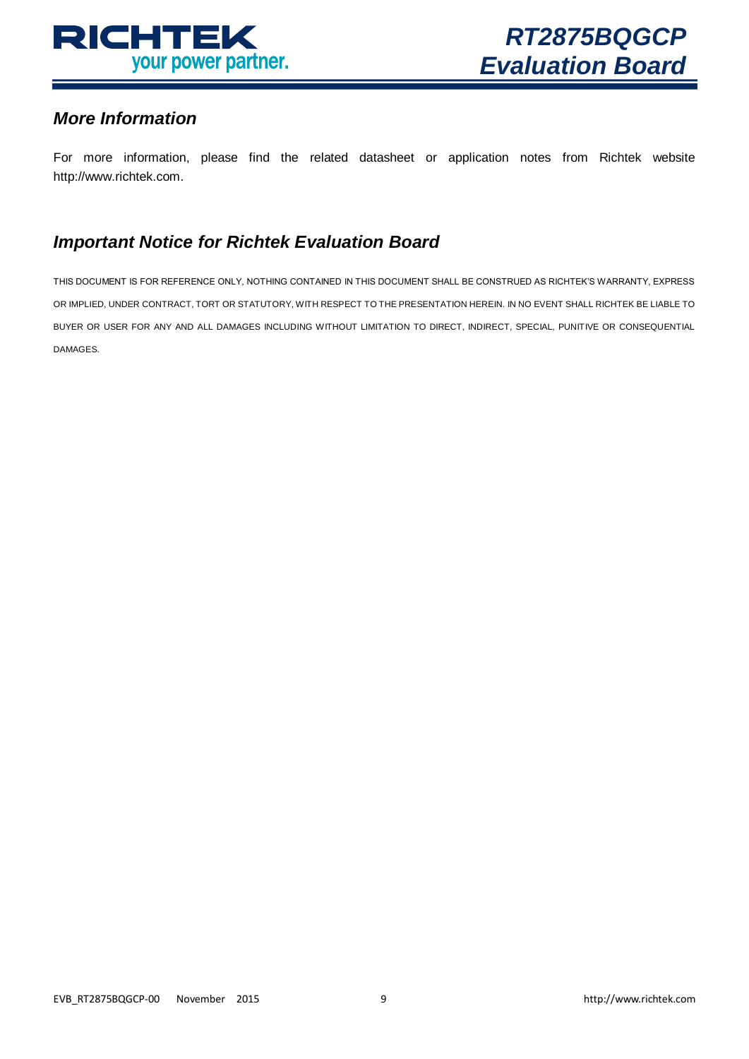## *More Information*

For more information, please find the related datasheet or application notes from Richtek website http://www.richtek.com.

## *Important Notice for Richtek Evaluation Board*

THIS DOCUMENT IS FOR REFERENCE ONLY, NOTHING CONTAINED IN THIS DOCUMENT SHALL BE CONSTRUED AS RICHTEK'S WARRANTY, EXPRESS OR IMPLIED, UNDER CONTRACT, TORT OR STATUTORY, WITH RESPECT TO THE PRESENTATION HEREIN. IN NO EVENT SHALL RICHTEK BE LIABLE TO BUYER OR USER FOR ANY AND ALL DAMAGES INCLUDING WITHOUT LIMITATION TO DIRECT, INDIRECT, SPECIAL, PUNITIVE OR CONSEQUENTIAL DAMAGES.